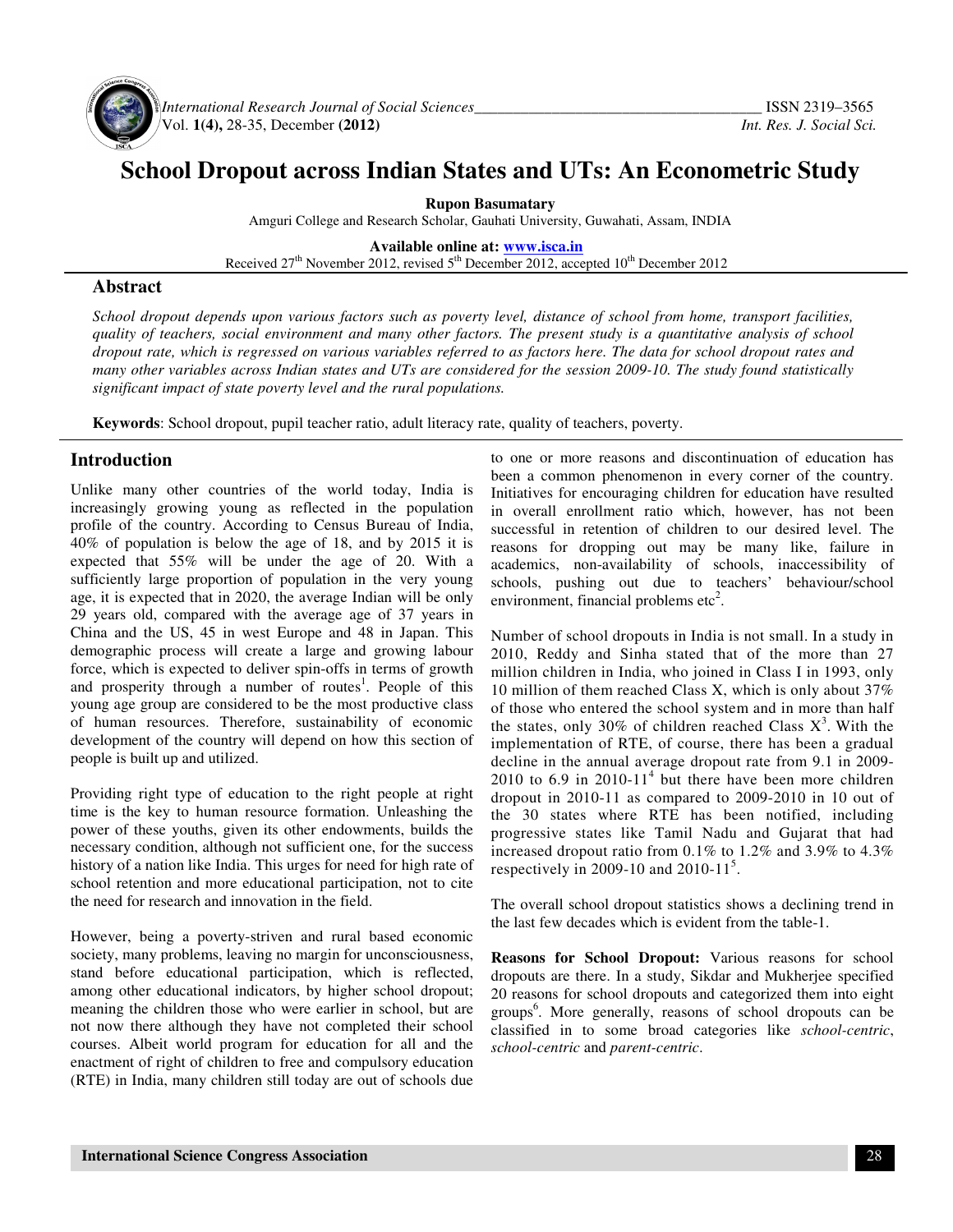# School Dropout across Indian States and UTs: An Econometric Study

**Rupon Basumatary**

Amguri College and Research Scholar, Gauhati University, Guwahati, Assam, INDIA

**Available online at: www.isca.in**

Received 27th November 2012, revised 5th December 2012, accepted 10th December 2012

## Abstract

*School dropout depends upon various factors such as poverty level, distance of school from home, transport facilities, quality of teachers, social environment and many other factors. The present study is a quantitative analysis of school dropout rate, which is regressed on various variables referred to as factors here. The data for school dropout rates and many other variables across Indian states and UTs are considered for the session 2009-10. The study found statistically significant impact of state poverty level and the rural populations.*

**Keywords**: School dropout, pupil teacher ratio, adult literacy rate, quality of teachers, poverty.

## Introduction

Unlike many other countries of the world today, India is increasingly growing young as reflected in the population profile of the country. According to Census Bureau of India, 40% of population is below the age of 18, and by 2015 it is expected that 55% will be under the age of 20. With a sufficiently large proportion of population in the very young age, it is expected that in 2020, the average Indian will be only 29 years old, compared with the average age of 37 years in China and the US, 45 in west Europe and 48 in Japan. This demographic process will create a large and growing labour force, which is expected to deliver spin-offs in terms of growth and prosperity through a number of routes[1]. People of this young age group are considered to be the most productive class of human resources. Therefore, sustainability of economic development of the country will depend on how this section of people is built up and utilized.

Providing right type of education to the right people at right time is the key to human resource formation. Unleashing the power of these youths, given its other endowments, builds the necessary condition, although not sufficient one, for the success history of a nation like India. This urges for need for high rate of school retention and more educational participation, not to cite the need for research and innovation in the field.

However, being a poverty-striven and rural based economic society, many problems, leaving no margin for unconsciousness, stand before educational participation, which is reflected, among other educational indicators, by higher school dropout; meaning the children those who were earlier in school, but are not now there although they have not completed their school courses. Albeit world program for education for all and the enactment of right of children to free and compulsory education (RTE) in India, many children still today are out of schools due to one or more reasons and discontinuation of education has been a common phenomenon in every corner of the country. Initiatives for encouraging children for education have resulted in overall enrollment ratio which, however, has not been successful in retention of children to our desired level. The reasons for dropping out may be many like, failure in academics, non-availability of schools, inaccessibility of schools, pushing out due to teachers' behaviour/school environment, financial problems etc[2].

Number of school dropouts in India is not small. In a study in 2010, Reddy and Sinha stated that of the more than 27 million children in India, who joined in Class I in 1993, only 10 million of them reached Class X, which is only about 37% of those who entered the school system and in more than half the states, only 30% of children reached Class X[3]. With the implementation of RTE, of course, there has been a gradual decline in the annual average dropout rate from 9.1 in 2009-2010 to 6.9 in 2010-11[4] but there have been more children dropout in 2010-11 as compared to 2009-2010 in 10 out of the 30 states where RTE has been notified, including progressive states like Tamil Nadu and Gujarat that had increased dropout ratio from 0.1% to 1.2% and 3.9% to 4.3% respectively in 2009-10 and 2010-11[5].

The overall school dropout statistics shows a declining trend in the last few decades which is evident from the table-1.

**Reasons for School Dropout:** Various reasons for school dropouts are there. In a study, Sikdar and Mukherjee specified 20 reasons for school dropouts and categorized them into eight groups[6]. More generally, reasons of school dropouts can be classified in to some broad categories like *school-centric*, *school-centric* and *parent-centric*.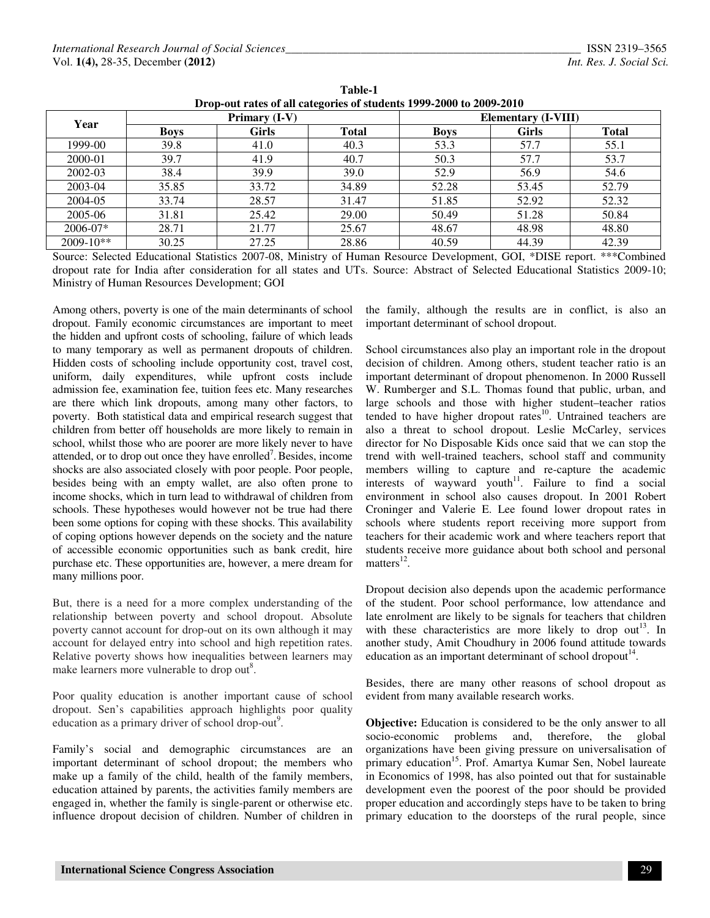**Table-1**
**Drop-out rates of all categories of students 1999-2000 to 2009-2010**

| Year | Primary (I-V) | | | Elementary (I-VIII) | | |
|---|---|---|---|---|---|---|
| | Boys | Girls | Total | Boys | Girls | Total |
| 1999-00 | 39.8 | 41.0 | 40.3 | 53.3 | 57.7 | 55.1 |
| 2000-01 | 39.7 | 41.9 | 40.7 | 50.3 | 57.7 | 53.7 |
| 2002-03 | 38.4 | 39.9 | 39.0 | 52.9 | 56.9 | 54.6 |
| 2003-04 | 35.85 | 33.72 | 34.89 | 52.28 | 53.45 | 52.79 |
| 2004-05 | 33.74 | 28.57 | 31.47 | 51.85 | 52.92 | 52.32 |
| 2005-06 | 31.81 | 25.42 | 29.00 | 50.49 | 51.28 | 50.84 |
| 2006-07* | 28.71 | 21.77 | 25.67 | 48.67 | 48.98 | 48.80 |
| 2009-10** | 30.25 | 27.25 | 28.86 | 40.59 | 44.39 | 42.39 |

Source: Selected Educational Statistics 2007-08, Ministry of Human Resource Development, GOI, *DISE report. ***Combined dropout rate for India after consideration for all states and UTs. Source: Abstract of Selected Educational Statistics 2009-10; Ministry of Human Resources Development; GOI

Among others, poverty is one of the main determinants of school dropout. Family economic circumstances are important to meet the hidden and upfront costs of schooling, failure of which leads to many temporary as well as permanent dropouts of children. Hidden costs of schooling include opportunity cost, travel cost, uniform, daily expenditures, while upfront costs include admission fee, examination fee, tuition fees etc. Many researches are there which link dropouts, among many other factors, to poverty. Both statistical data and empirical research suggest that children from better off households are more likely to remain in school, whilst those who are poorer are more likely never to have attended, or to drop out once they have enrolled[7]. Besides, income shocks are also associated closely with poor people. Poor people, besides being with an empty wallet, are also often prone to income shocks, which in turn lead to withdrawal of children from schools. These hypotheses would however not be true had there been some options for coping with these shocks. This availability of coping options however depends on the society and the nature of accessible economic opportunities such as bank credit, hire purchase etc. These opportunities are, however, a mere dream for many millions poor.

But, there is a need for a more complex understanding of the relationship between poverty and school dropout. Absolute poverty cannot account for drop-out on its own although it may account for delayed entry into school and high repetition rates. Relative poverty shows how inequalities between learners may make learners more vulnerable to drop out[8].

Poor quality education is another important cause of school dropout. Sen's capabilities approach highlights poor quality education as a primary driver of school drop-out[9].

Family's social and demographic circumstances are an important determinant of school dropout; the members who make up a family of the child, health of the family members, education attained by parents, the activities family members are engaged in, whether the family is single-parent or otherwise etc. influence dropout decision of children. Number of children in the family, although the results are in conflict, is also an important determinant of school dropout.

School circumstances also play an important role in the dropout decision of children. Among others, student teacher ratio is an important determinant of dropout phenomenon. In 2000 Russell W. Rumberger and S.L. Thomas found that public, urban, and large schools and those with higher student–teacher ratios tended to have higher dropout rates[10]. Untrained teachers are also a threat to school dropout. Leslie McCarley, services director for No Disposable Kids once said that we can stop the trend with well-trained teachers, school staff and community members willing to capture and re-capture the academic interests of wayward youth[11]. Failure to find a social environment in school also causes dropout. In 2001 Robert Croninger and Valerie E. Lee found lower dropout rates in schools where students report receiving more support from teachers for their academic work and where teachers report that students receive more guidance about both school and personal matters[12].

Dropout decision also depends upon the academic performance of the student. Poor school performance, low attendance and late enrolment are likely to be signals for teachers that children with these characteristics are more likely to drop out[13]. In another study, Amit Choudhury in 2006 found attitude towards education as an important determinant of school dropout[14].

Besides, there are many other reasons of school dropout as evident from many available research works.

**Objective:** Education is considered to be the only answer to all socio-economic problems and, therefore, the global organizations have been giving pressure on universalisation of primary education[15]. Prof. Amartya Kumar Sen, Nobel laureate in Economics of 1998, has also pointed out that for sustainable development even the poorest of the poor should be provided proper education and accordingly steps have to be taken to bring primary education to the doorsteps of the rural people, since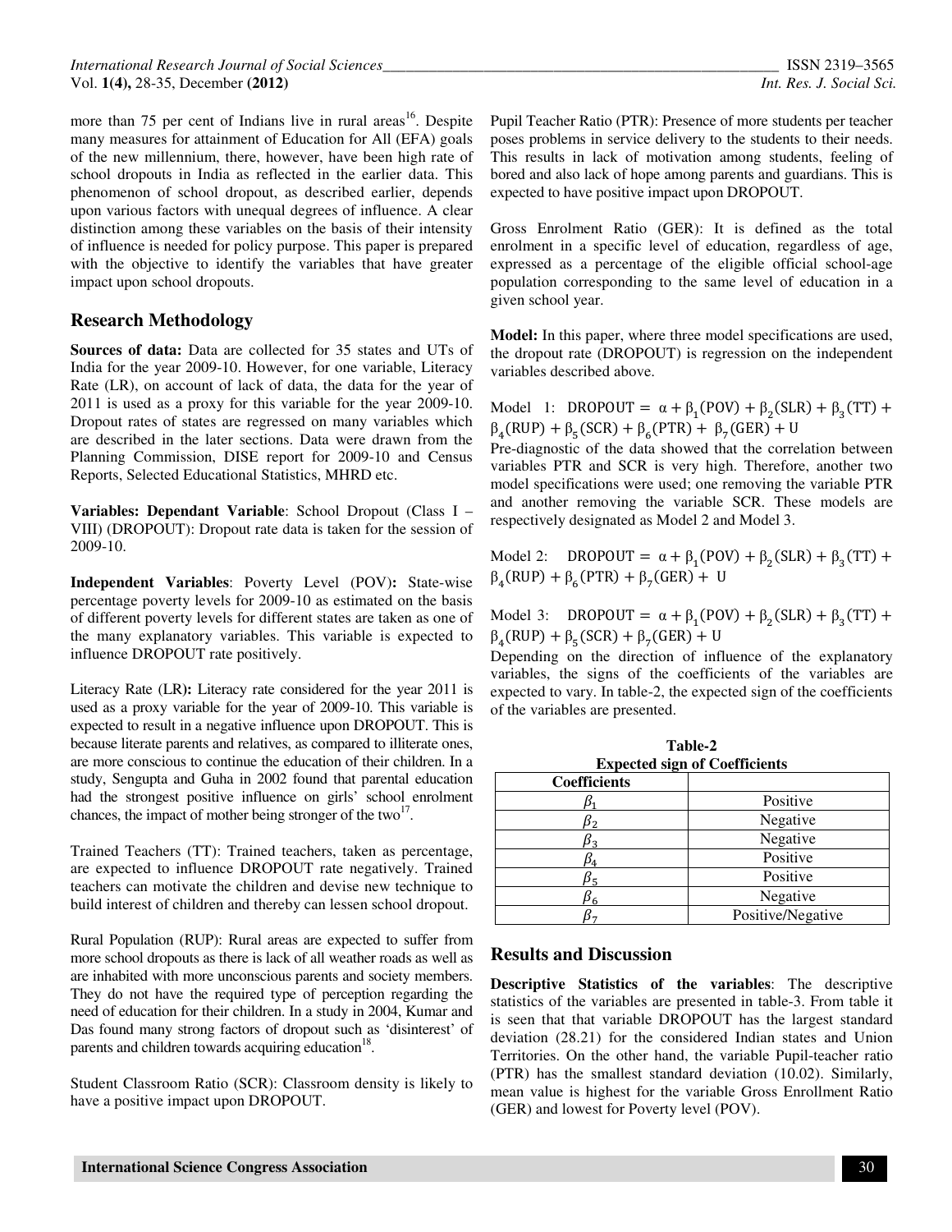more than 75 per cent of Indians live in rural areas[16]. Despite many measures for attainment of Education for All (EFA) goals of the new millennium, there, however, have been high rate of school dropouts in India as reflected in the earlier data. This phenomenon of school dropout, as described earlier, depends upon various factors with unequal degrees of influence. A clear distinction among these variables on the basis of their intensity of influence is needed for policy purpose. This paper is prepared with the objective to identify the variables that have greater impact upon school dropouts.

## Research Methodology

**Sources of data:** Data are collected for 35 states and UTs of India for the year 2009-10. However, for one variable, Literacy Rate (LR), on account of lack of data, the data for the year of 2011 is used as a proxy for this variable for the year 2009-10. Dropout rates of states are regressed on many variables which are described in the later sections. Data were drawn from the Planning Commission, DISE report for 2009-10 and Census Reports, Selected Educational Statistics, MHRD etc.

**Variables: Dependant Variable**: School Dropout (Class I – VIII) (DROPOUT): Dropout rate data is taken for the session of 2009-10.

**Independent Variables**: Poverty Level (POV)**:** State-wise percentage poverty levels for 2009-10 as estimated on the basis of different poverty levels for different states are taken as one of the many explanatory variables. This variable is expected to influence DROPOUT rate positively.

Literacy Rate (LR)**:** Literacy rate considered for the year 2011 is used as a proxy variable for the year of 2009-10. This variable is expected to result in a negative influence upon DROPOUT. This is because literate parents and relatives, as compared to illiterate ones, are more conscious to continue the education of their children. In a study, Sengupta and Guha in 2002 found that parental education had the strongest positive influence on girls' school enrolment chances, the impact of mother being stronger of the two[17].

Trained Teachers (TT): Trained teachers, taken as percentage, are expected to influence DROPOUT rate negatively. Trained teachers can motivate the children and devise new technique to build interest of children and thereby can lessen school dropout.

Rural Population (RUP): Rural areas are expected to suffer from more school dropouts as there is lack of all weather roads as well as are inhabited with more unconscious parents and society members. They do not have the required type of perception regarding the need of education for their children. In a study in 2004, Kumar and Das found many strong factors of dropout such as 'disinterest' of parents and children towards acquiring education[18].

Student Classroom Ratio (SCR): Classroom density is likely to have a positive impact upon DROPOUT.

Pupil Teacher Ratio (PTR): Presence of more students per teacher poses problems in service delivery to the students to their needs. This results in lack of motivation among students, feeling of bored and also lack of hope among parents and guardians. This is expected to have positive impact upon DROPOUT.

Gross Enrolment Ratio (GER): It is defined as the total enrolment in a specific level of education, regardless of age, expressed as a percentage of the eligible official school-age population corresponding to the same level of education in a given school year.

**Model:** In this paper, where three model specifications are used, the dropout rate (DROPOUT) is regression on the independent variables described above.

Model 1: $\text{DROPOUT} = \alpha + \beta_1(\text{POV}) + \beta_2(\text{SLR}) + \beta_3(\text{TT}) + \beta_4(\text{RUP}) + \beta_5(\text{SCR}) + \beta_6(\text{PTR}) + \beta_7(\text{GER}) + \text{U}$

Pre-diagnostic of the data showed that the correlation between variables PTR and SCR is very high. Therefore, another two model specifications were used; one removing the variable PTR and another removing the variable SCR. These models are respectively designated as Model 2 and Model 3.

Model 2: $\text{DROPOUT} = \alpha + \beta_1(\text{POV}) + \beta_2(\text{SLR}) + \beta_3(\text{TT}) + \beta_4(\text{RUP}) + \beta_6(\text{PTR}) + \beta_7(\text{GER}) + \text{U}$

Model 3: $\text{DROPOUT} = \alpha + \beta_1(\text{POV}) + \beta_2(\text{SLR}) + \beta_3(\text{TT}) + \beta_4(\text{RUP}) + \beta_5(\text{SCR}) + \beta_7(\text{GER}) + \text{U}$

Depending on the direction of influence of the explanatory variables, the signs of the coefficients of the variables are expected to vary. In table-2, the expected sign of the coefficients of the variables are presented.

**Table-2**
**Expected sign of Coefficients**

| Coefficients | |
|---|---|
| $\beta_1$ | Positive |
| $\beta_2$ | Negative |
| $\beta_3$ | Negative |
| $\beta_4$ | Positive |
| $\beta_5$ | Positive |
| $\beta_6$ | Negative |
| $\beta_7$ | Positive/Negative |

## Results and Discussion

**Descriptive Statistics of the variables**: The descriptive statistics of the variables are presented in table-3. From table it is seen that that variable DROPOUT has the largest standard deviation (28.21) for the considered Indian states and Union Territories. On the other hand, the variable Pupil-teacher ratio (PTR) has the smallest standard deviation (10.02). Similarly, mean value is highest for the variable Gross Enrollment Ratio (GER) and lowest for Poverty level (POV).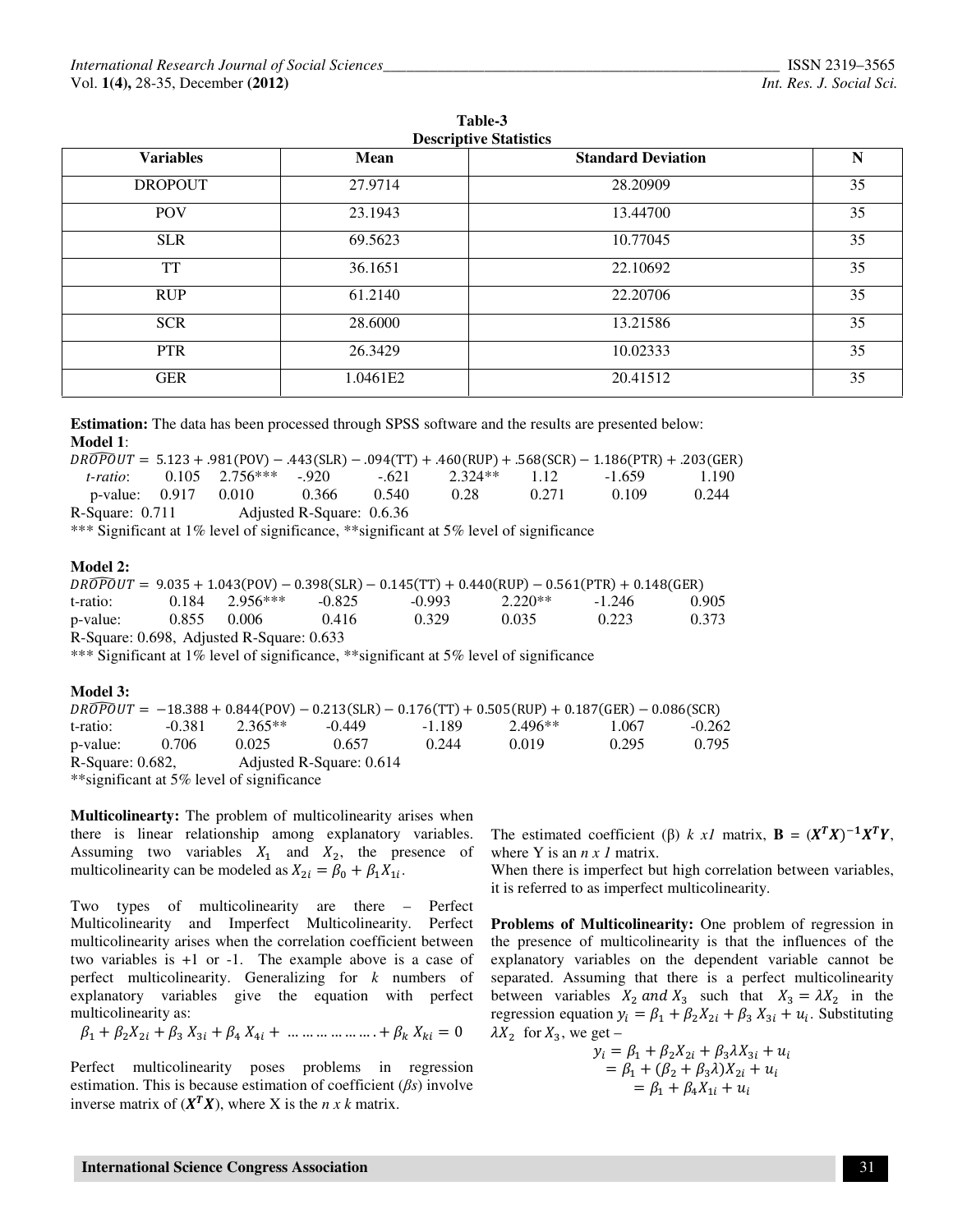**Table-3**
**Descriptive Statistics**

| Variables | Mean | Standard Deviation | N |
|---|---|---|---|
| DROPOUT | 27.9714 | 28.20909 | 35 |
| POV | 23.1943 | 13.44700 | 35 |
| SLR | 69.5623 | 10.77045 | 35 |
| TT | 36.1651 | 22.10692 | 35 |
| RUP | 61.2140 | 22.20706 | 35 |
| SCR | 28.6000 | 13.21586 | 35 |
| PTR | 26.3429 | 10.02333 | 35 |
| GER | 1.0461E2 | 20.41512 | 35 |

**Estimation:** The data has been processed through SPSS software and the results are presented below:

**Model 1**:

$$\widehat{DROPOUT} = 5.123 + .981(\text{POV}) - .443(\text{SLR}) - .094(\text{TT}) + .460(\text{RUP}) + .568(\text{SCR}) - 1.186(\text{PTR}) + .203(\text{GER})$$

*t-ratio*: 0.105 2.756*** -.920 -.621 2.324** 1.12 -1.659 1.190

p-value: 0.917 0.010 0.366 0.540 0.28 0.271 0.109 0.244

R-Square: 0.711 Adjusted R-Square: 0.6.36

*** Significant at 1% level of significance, **significant at 5% level of significance

**Model 2:**

$$\widehat{DROPOUT} = 9.035 + 1.043(\text{POV}) - 0.398(\text{SLR}) - 0.145(\text{TT}) + 0.440(\text{RUP}) - 0.561(\text{PTR}) + 0.148(\text{GER})$$

t-ratio: 0.184 2.956*** -0.825 -0.993 2.220** -1.246 0.905

p-value: 0.855 0.006 0.416 0.329 0.035 0.223 0.373

R-Square: 0.698, Adjusted R-Square: 0.633

*** Significant at 1% level of significance, **significant at 5% level of significance

**Model 3:**

$$\widehat{DROPOUT} = -18.388 + 0.844(\text{POV}) - 0.213(\text{SLR}) - 0.176(\text{TT}) + 0.505(\text{RUP}) + 0.187(\text{GER}) - 0.086(\text{SCR})$$

t-ratio: -0.381 2.365** -0.449 -1.189 2.496** 1.067 -0.262

p-value: 0.706 0.025 0.657 0.244 0.019 0.295 0.795

R-Square: 0.682, Adjusted R-Square: 0.614

**significant at 5% level of significance

**Multicolinearty:** The problem of multicolinearity arises when there is linear relationship among explanatory variables. Assuming two variables $X_1$ and $X_2$, the presence of multicolinearity can be modeled as $X_{2i} = \beta_0 + \beta_1 X_{1i}$.

Two types of multicolinearity are there – Perfect Multicolinearity and Imperfect Multicolinearity. Perfect multicolinearity arises when the correlation coefficient between two variables is +1 or -1. The example above is a case of perfect multicolinearity. Generalizing for *k* numbers of explanatory variables give the equation with perfect multicolinearity as:

$$\beta_1 + \beta_2 X_{2i} + \beta_3 X_{3i} + \beta_4 X_{4i} + \ldots\ldots\ldots\ldots\ldots\ldots . + \beta_k X_{ki} = 0$$

Perfect multicolinearity poses problems in regression estimation. This is because estimation of coefficient (*βs*) involve inverse matrix of $(\boldsymbol{X^T X})$, where X is the *n x k* matrix.

The estimated coefficient (β) *k x1* matrix, $\mathbf{B} = (\boldsymbol{X^T X})^{-1}\boldsymbol{X^T Y}$, where Y is an *n x 1* matrix.

When there is imperfect but high correlation between variables, it is referred to as imperfect multicolinearity.

**Problems of Multicolinearity:** One problem of regression in the presence of multicolinearity is that the influences of the explanatory variables on the dependent variable cannot be separated. Assuming that there is a perfect multicolinearity between variables $X_2$ *and* $X_3$ such that $X_3 = \lambda X_2$ in the regression equation $y_i = \beta_1 + \beta_2 X_{2i} + \beta_3 X_{3i} + u_i$. Substituting $\lambda X_2$ for $X_3$, we get –

$$\begin{aligned} y_i &= \beta_1 + \beta_2 X_{2i} + \beta_3 \lambda X_{3i} + u_i \\ &= \beta_1 + (\beta_2 + \beta_3 \lambda) X_{2i} + u_i \\ &= \beta_1 + \beta_4 X_{1i} + u_i \end{aligned}$$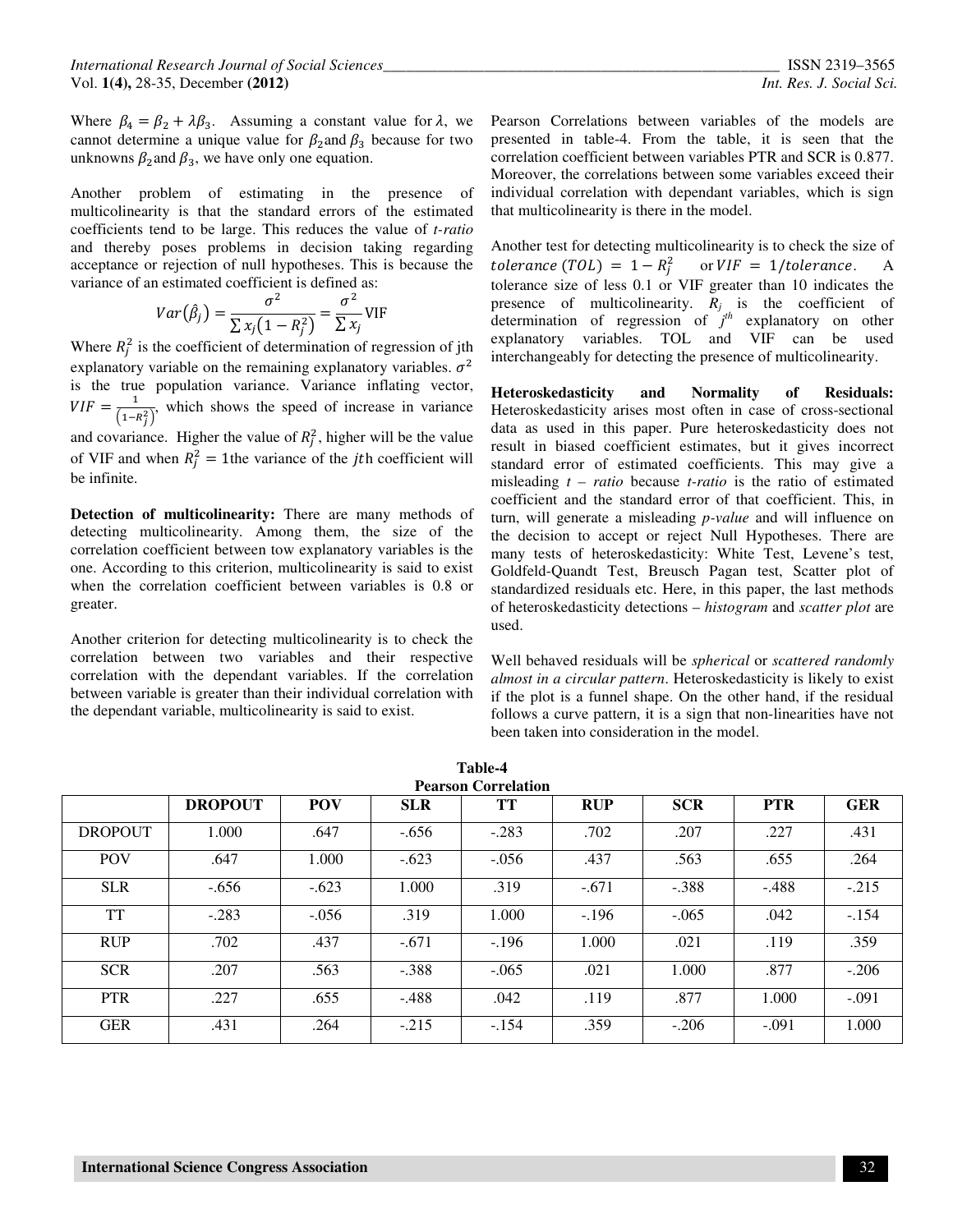Where $\beta_4 = \beta_2 + \lambda\beta_3$. Assuming a constant value for $\lambda$, we cannot determine a unique value for $\beta_2$ and $\beta_3$ because for two unknowns $\beta_2$ and $\beta_3$, we have only one equation.

Another problem of estimating in the presence of multicolinearity is that the standard errors of the estimated coefficients tend to be large. This reduces the value of *t-ratio* and thereby poses problems in decision taking regarding acceptance or rejection of null hypotheses. This is because the variance of an estimated coefficient is defined as:

$$Var(\hat{\beta}_j) = \frac{\sigma^2}{\sum x_j(1-R_j^2)} = \frac{\sigma^2}{\sum x_j}\text{VIF}$$

Where $R_j^2$ is the coefficient of determination of regression of jth explanatory variable on the remaining explanatory variables. $\sigma^2$ is the true population variance. Variance inflating vector, $VIF = \frac{1}{(1-R_j^2)}$, which shows the speed of increase in variance and covariance. Higher the value of $R_j^2$, higher will be the value of VIF and when $R_j^2 = 1$ the variance of the $j$th coefficient will be infinite.

**Detection of multicolinearity:** There are many methods of detecting multicolinearity. Among them, the size of the correlation coefficient between tow explanatory variables is the one. According to this criterion, multicolinearity is said to exist when the correlation coefficient between variables is 0.8 or greater.

Another criterion for detecting multicolinearity is to check the correlation between two variables and their respective correlation with the dependant variables. If the correlation between variable is greater than their individual correlation with the dependant variable, multicolinearity is said to exist.

Pearson Correlations between variables of the models are presented in table-4. From the table, it is seen that the correlation coefficient between variables PTR and SCR is 0.877. Moreover, the correlations between some variables exceed their individual correlation with dependant variables, which is sign that multicolinearity is there in the model.

Another test for detecting multicolinearity is to check the size of $tolerance\ (TOL) = 1 - R_j^2$ or $VIF = 1/tolerance$. A tolerance size of less 0.1 or VIF greater than 10 indicates the presence of multicolinearity. $R_j$ is the coefficient of determination of regression of $j^{th}$ explanatory on other explanatory variables. TOL and VIF can be used interchangeably for detecting the presence of multicolinearity.

**Heteroskedasticity and Normality of Residuals:** Heteroskedasticity arises most often in case of cross-sectional data as used in this paper. Pure heteroskedasticity does not result in biased coefficient estimates, but it gives incorrect standard error of estimated coefficients. This may give a misleading *t – ratio* because *t-ratio* is the ratio of estimated coefficient and the standard error of that coefficient. This, in turn, will generate a misleading *p-value* and will influence on the decision to accept or reject Null Hypotheses. There are many tests of heteroskedasticity: White Test, Levene's test, Goldfeld-Quandt Test, Breusch Pagan test, Scatter plot of standardized residuals etc. Here, in this paper, the last methods of heteroskedasticity detections – *histogram* and *scatter plot* are used.

Well behaved residuals will be *spherical* or *scattered randomly almost in a circular pattern*. Heteroskedasticity is likely to exist if the plot is a funnel shape. On the other hand, if the residual follows a curve pattern, it is a sign that non-linearities have not been taken into consideration in the model.

**Table-4**
**Pearson Correlation**

| | DROPOUT | POV | SLR | TT | RUP | SCR | PTR | GER |
|---|---|---|---|---|---|---|---|---|
| DROPOUT | 1.000 | .647 | -.656 | -.283 | .702 | .207 | .227 | .431 |
| POV | .647 | 1.000 | -.623 | -.056 | .437 | .563 | .655 | .264 |
| SLR | -.656 | -.623 | 1.000 | .319 | -.671 | -.388 | -.488 | -.215 |
| TT | -.283 | -.056 | .319 | 1.000 | -.196 | -.065 | .042 | -.154 |
| RUP | .702 | .437 | -.671 | -.196 | 1.000 | .021 | .119 | .359 |
| SCR | .207 | .563 | -.388 | -.065 | .021 | 1.000 | .877 | -.206 |
| PTR | .227 | .655 | -.488 | .042 | .119 | .877 | 1.000 | -.091 |
| GER | .431 | .264 | -.215 | -.154 | .359 | -.206 | -.091 | 1.000 |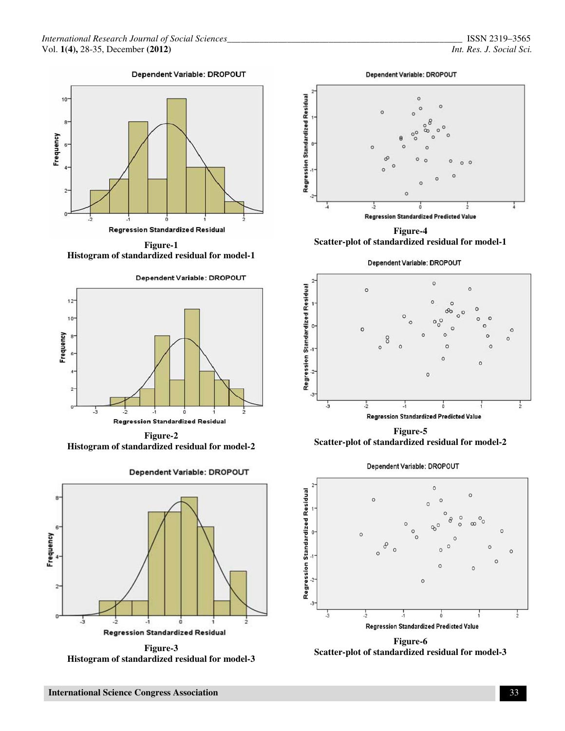**Figure-1**
**Histogram of standardized residual for model-1**

**Figure-2**
**Histogram of standardized residual for model-2**

**Figure-3**
**Histogram of standardized residual for model-3**

**Figure-4**
**Scatter-plot of standardized residual for model-1**

**Figure-5**
**Scatter-plot of standardized residual for model-2**

**Figure-6**
**Scatter-plot of standardized residual for model-3**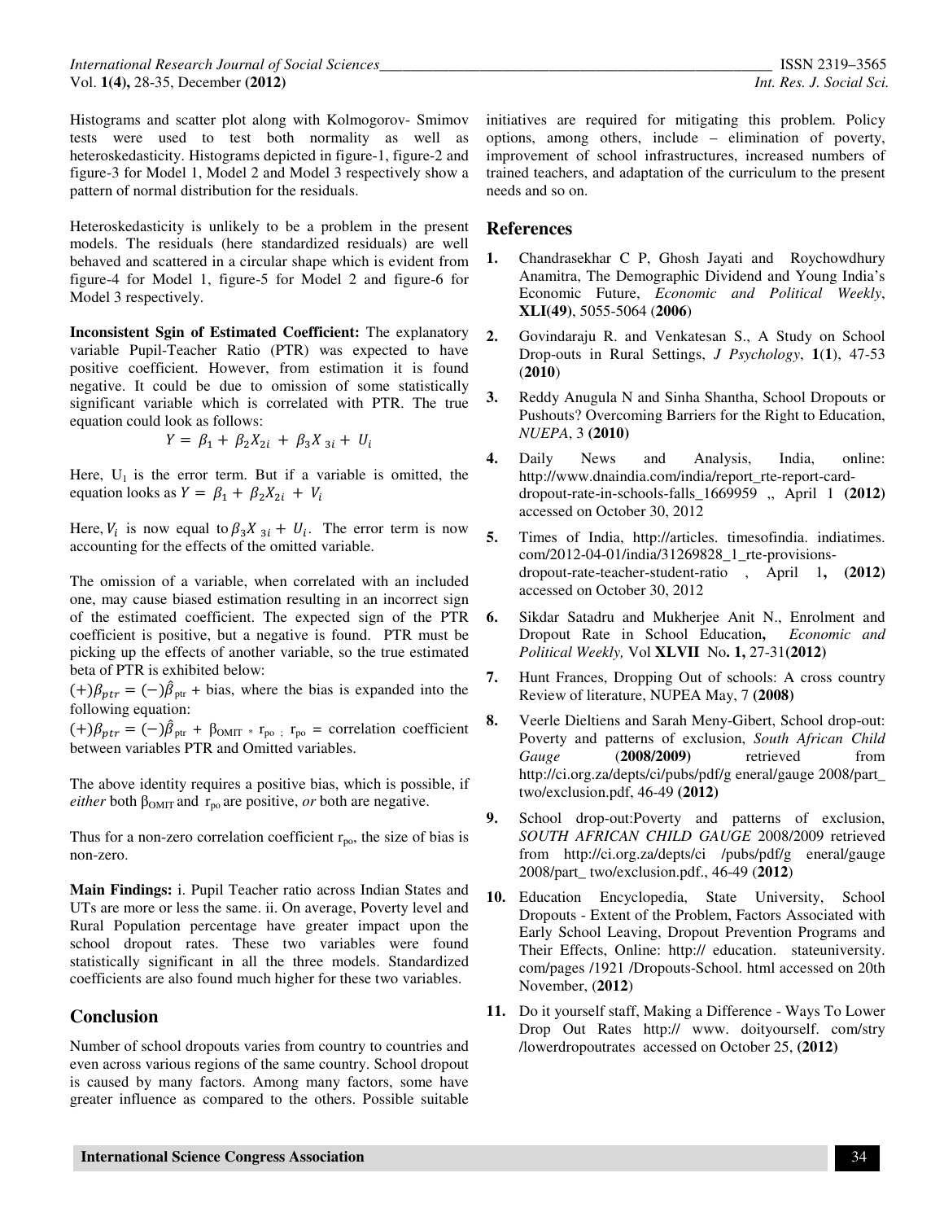Histograms and scatter plot along with Kolmogorov- Smimov tests were used to test both normality as well as heteroskedasticity. Histograms depicted in figure-1, figure-2 and figure-3 for Model 1, Model 2 and Model 3 respectively show a pattern of normal distribution for the residuals.

Heteroskedasticity is unlikely to be a problem in the present models. The residuals (here standardized residuals) are well behaved and scattered in a circular shape which is evident from figure-4 for Model 1, figure-5 for Model 2 and figure-6 for Model 3 respectively.

**Inconsistent Sgin of Estimated Coefficient:** The explanatory variable Pupil-Teacher Ratio (PTR) was expected to have positive coefficient. However, from estimation it is found negative. It could be due to omission of some statistically significant variable which is correlated with PTR. The true equation could look as follows:

$$Y = \beta_1 + \beta_2 X_{2i} + \beta_3 X_{3i} + U_i$$

Here, $U_1$ is the error term. But if a variable is omitted, the equation looks as $Y = \beta_1 + \beta_2 X_{2i} + V_i$

Here, $V_i$ is now equal to $\beta_3 X_{3i} + U_i$. The error term is now accounting for the effects of the omitted variable.

The omission of a variable, when correlated with an included one, may cause biased estimation resulting in an incorrect sign of the estimated coefficient. The expected sign of the PTR coefficient is positive, but a negative is found. PTR must be picking up the effects of another variable, so the true estimated beta of PTR is exhibited below:

$(+)\beta_{ptr} = (-)\hat{\beta}_{ptr}$ + bias, where the bias is expanded into the following equation:

$(+)\beta_{ptr} = (-)\hat{\beta}_{ptr} + \beta_{OMIT} * r_{po}$ ; $r_{po}$ = correlation coefficient between variables PTR and Omitted variables.

The above identity requires a positive bias, which is possible, if *either* both $\beta_{OMIT}$ and $r_{po}$ are positive, *or* both are negative.

Thus for a non-zero correlation coefficient $r_{po}$, the size of bias is non-zero.

**Main Findings:** i. Pupil Teacher ratio across Indian States and UTs are more or less the same. ii. On average, Poverty level and Rural Population percentage have greater impact upon the school dropout rates. These two variables were found statistically significant in all the three models. Standardized coefficients are also found much higher for these two variables.

## Conclusion

Number of school dropouts varies from country to countries and even across various regions of the same country. School dropout is caused by many factors. Among many factors, some have greater influence as compared to the others. Possible suitable initiatives are required for mitigating this problem. Policy options, among others, include – elimination of poverty, improvement of school infrastructures, increased numbers of trained teachers, and adaptation of the curriculum to the present needs and so on.

## References

1. Chandrasekhar C P, Ghosh Jayati and Roychowdhury Anamitra, The Demographic Dividend and Young India's Economic Future, *Economic and Political Weekly*, **XLI(49)**, 5055-5064 (**2006**)
2. Govindaraju R. and Venkatesan S., A Study on School Drop-outs in Rural Settings, *J Psychology*, **1**(**1**), 47-53 (**2010**)
3. Reddy Anugula N and Sinha Shantha, School Dropouts or Pushouts? Overcoming Barriers for the Right to Education, *NUEPA*, 3 **(2010)**
4. Daily News and Analysis, India, online: http://www.dnaindia.com/india/report_rte-report-card-dropout-rate-in-schools-falls_1669959 ,, April 1 **(2012)** accessed on October 30, 2012
5. Times of India, http://articles. timesofindia. indiatimes. com/2012-04-01/india/31269828_1_rte-provisions-dropout-rate-teacher-student-ratio , April 1**, (2012)** accessed on October 30, 2012
6. Sikdar Satadru and Mukherjee Anit N., Enrolment and Dropout Rate in School Education**,** *Economic and Political Weekly,* Vol **XLVII** No**. 1,** 27-31**(2012)**
7. Hunt Frances, Dropping Out of schools: A cross country Review of literature, NUPEA May, 7 **(2008)**
8. Veerle Dieltiens and Sarah Meny-Gibert, School drop-out: Poverty and patterns of exclusion, *South African Child Gauge* (**2008/2009)** retrieved from http://ci.org.za/depts/ci/pubs/pdf/g eneral/gauge 2008/part_ two/exclusion.pdf, 46-49 **(2012)**
9. School drop-out:Poverty and patterns of exclusion, *SOUTH AFRICAN CHILD GAUGE* 2008/2009 retrieved from http://ci.org.za/depts/ci /pubs/pdf/g eneral/gauge 2008/part_ two/exclusion.pdf., 46-49 (**2012**)
10. Education Encyclopedia, State University, School Dropouts - Extent of the Problem, Factors Associated with Early School Leaving, Dropout Prevention Programs and Their Effects, Online: http:// education. stateuniversity. com/pages /1921 /Dropouts-School. html accessed on 20th November, (**2012**)
11. Do it yourself staff, Making a Difference - Ways To Lower Drop Out Rates http:// www. doityourself. com/stry /lowerdropoutrates accessed on October 25, **(2012)**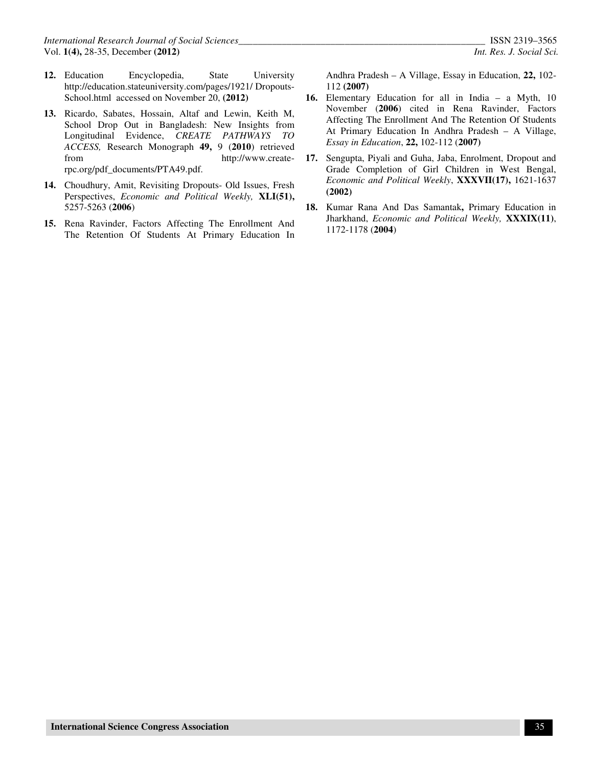12. Education Encyclopedia, State University http://education.stateuniversity.com/pages/1921/ Dropouts-School.html accessed on November 20, **(2012)**

13. Ricardo, Sabates, Hossain, Altaf and Lewin, Keith M, School Drop Out in Bangladesh: New Insights from Longitudinal Evidence, *CREATE PATHWAYS TO ACCESS,* Research Monograph **49,** 9 (**2010**) retrieved from http://www.create-rpc.org/pdf_documents/PTA49.pdf.

14. Choudhury, Amit, Revisiting Dropouts- Old Issues, Fresh Perspectives, *Economic and Political Weekly,* **XLI(51),** 5257-5263 (**2006**)

15. Rena Ravinder, Factors Affecting The Enrollment And The Retention Of Students At Primary Education In Andhra Pradesh – A Village, Essay in Education, **22,** 102-112 **(2007)**

16. Elementary Education for all in India – a Myth, 10 November (**2006**) cited in Rena Ravinder, Factors Affecting The Enrollment And The Retention Of Students At Primary Education In Andhra Pradesh – A Village, *Essay in Education*, **22,** 102-112 (**2007)**

17. Sengupta, Piyali and Guha, Jaba, Enrolment, Dropout and Grade Completion of Girl Children in West Bengal, *Economic and Political Weekly*, **XXXVII(17),** 1621-1637 **(2002)**

18. Kumar Rana And Das Samantak**,** Primary Education in Jharkhand, *Economic and Political Weekly,* **XXXIX(11)**, 1172-1178 (**2004**)